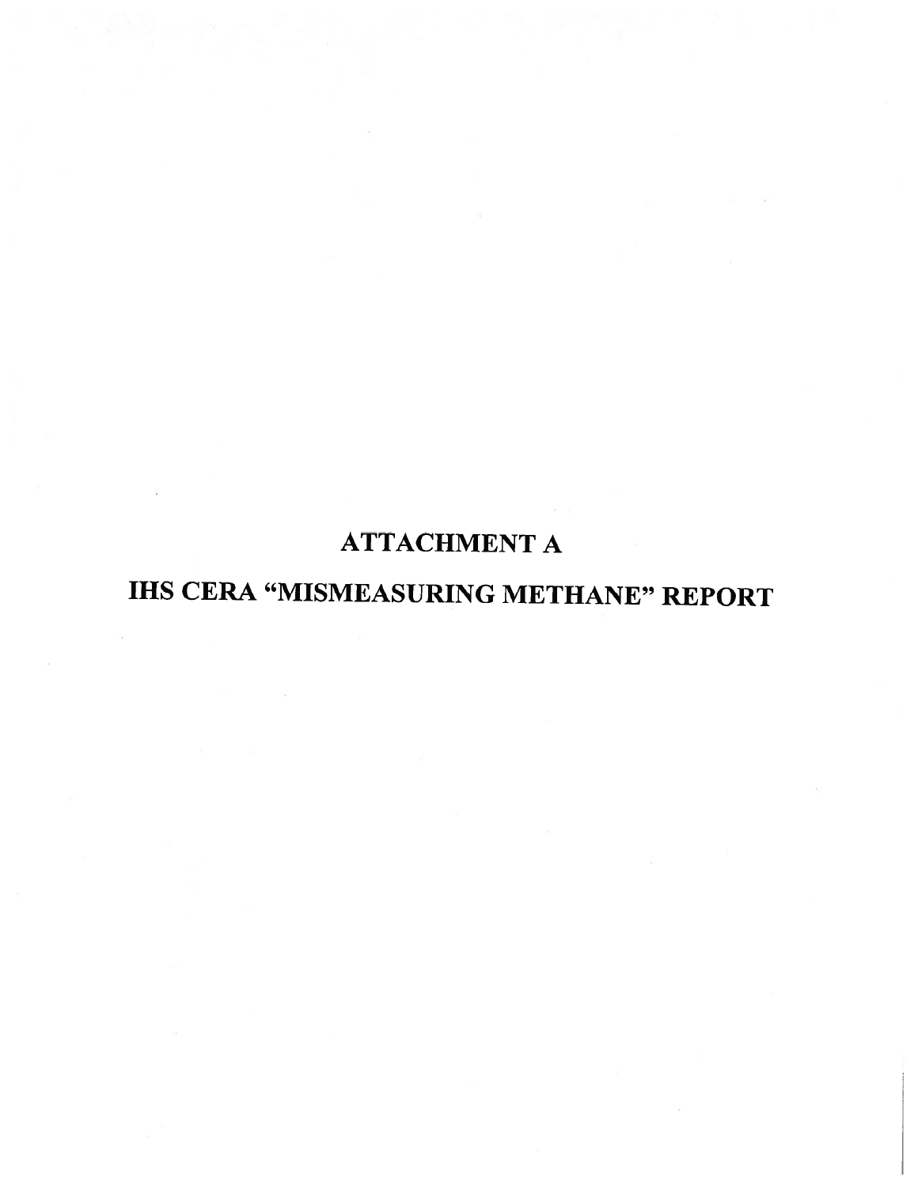# ATTACHMENT A

# IHS CERA “MISMEASURING METHANE” REPORT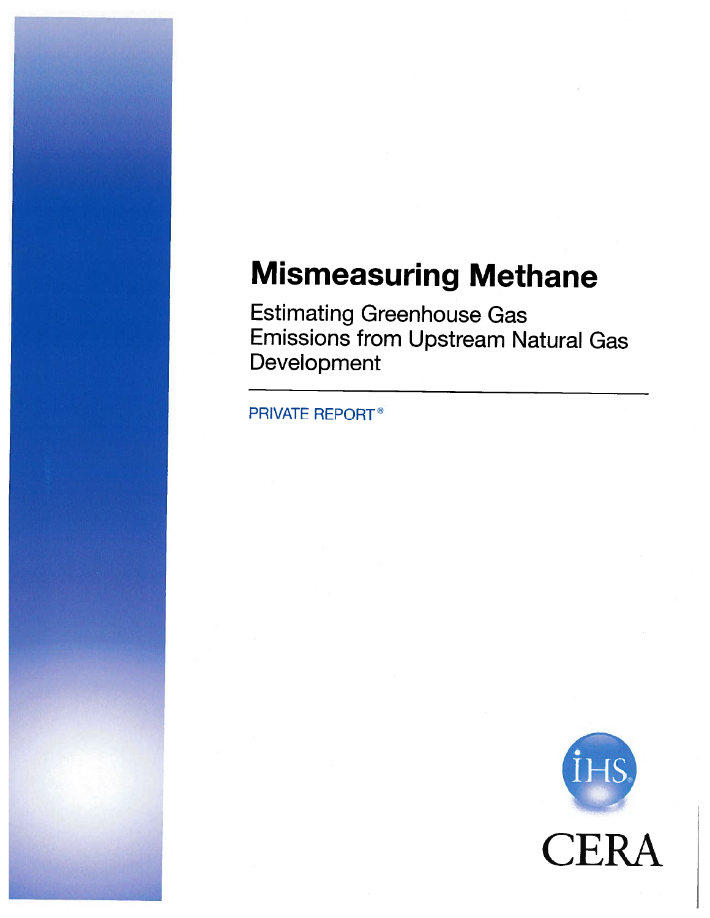# Mismeasuring Methane

## Estimating Greenhouse Gas Emissions from Upstream Natural Gas Development

PRIVATE REPORT®

IHS

CERA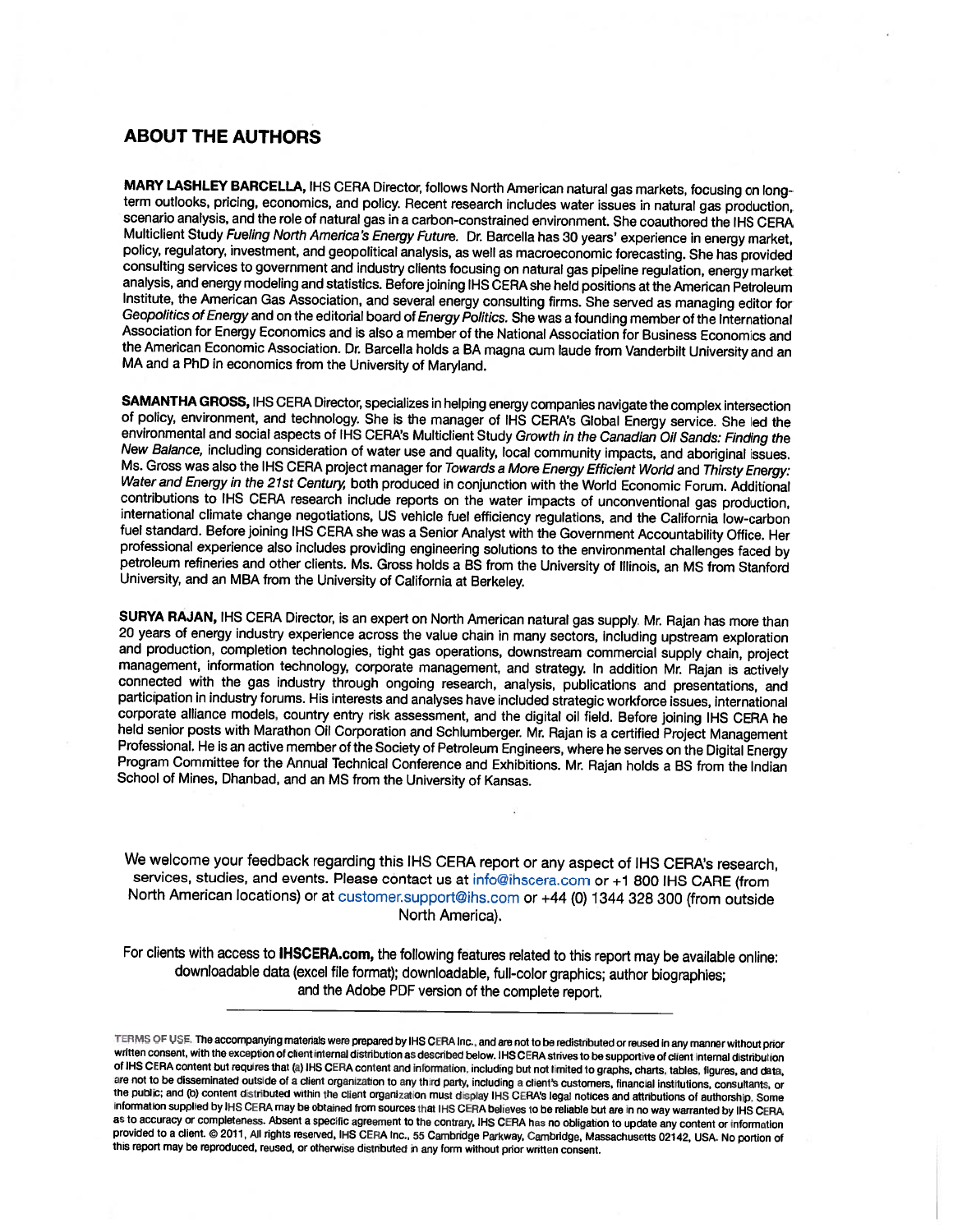## ABOUT THE AUTHORS

**MARY LASHLEY BARCELLA,** IHS CERA Director, follows North American natural gas markets, focusing on long-term outlooks, pricing, economics, and policy. Recent research includes water issues in natural gas production, scenario analysis, and the role of natural gas in a carbon-constrained environment. She coauthored the IHS CERA Multiclient Study *Fueling North America's Energy Future.* Dr. Barcella has 30 years' experience in energy market, policy, regulatory, investment, and geopolitical analysis, as well as macroeconomic forecasting. She has provided consulting services to government and industry clients focusing on natural gas pipeline regulation, energy market analysis, and energy modeling and statistics. Before joining IHS CERA she held positions at the American Petroleum Institute, the American Gas Association, and several energy consulting firms. She served as managing editor for *Geopolitics of Energy* and on the editorial board of *Energy Politics.* She was a founding member of the International Association for Energy Economics and is also a member of the National Association for Business Economics and the American Economic Association. Dr. Barcella holds a BA magna cum laude from Vanderbilt University and an MA and a PhD in economics from the University of Maryland.

**SAMANTHA GROSS,** IHS CERA Director, specializes in helping energy companies navigate the complex intersection of policy, environment, and technology. She is the manager of IHS CERA's Global Energy service. She led the environmental and social aspects of IHS CERA's Multiclient Study *Growth in the Canadian Oil Sands: Finding the New Balance,* including consideration of water use and quality, local community impacts, and aboriginal issues. Ms. Gross was also the IHS CERA project manager for *Towards a More Energy Efficient World* and *Thirsty Energy: Water and Energy in the 21st Century,* both produced in conjunction with the World Economic Forum. Additional contributions to IHS CERA research include reports on the water impacts of unconventional gas production, international climate change negotiations, US vehicle fuel efficiency regulations, and the California low-carbon fuel standard. Before joining IHS CERA she was a Senior Analyst with the Government Accountability Office. Her professional experience also includes providing engineering solutions to the environmental challenges faced by petroleum refineries and other clients. Ms. Gross holds a BS from the University of Illinois, an MS from Stanford University, and an MBA from the University of California at Berkeley.

**SURYA RAJAN,** IHS CERA Director, is an expert on North American natural gas supply. Mr. Rajan has more than 20 years of energy industry experience across the value chain in many sectors, including upstream exploration and production, completion technologies, tight gas operations, downstream commercial supply chain, project management, information technology, corporate management, and strategy. In addition Mr. Rajan is actively connected with the gas industry through ongoing research, analysis, publications and presentations, and participation in industry forums. His interests and analyses have included strategic workforce issues, international corporate alliance models, country entry risk assessment, and the digital oil field. Before joining IHS CERA he held senior posts with Marathon Oil Corporation and Schlumberger. Mr. Rajan is a certified Project Management Professional. He is an active member of the Society of Petroleum Engineers, where he serves on the Digital Energy Program Committee for the Annual Technical Conference and Exhibitions. Mr. Rajan holds a BS from the Indian School of Mines, Dhanbad, and an MS from the University of Kansas.

We welcome your feedback regarding this IHS CERA report or any aspect of IHS CERA's research, services, studies, and events. Please contact us at info@ihscera.com or +1 800 IHS CARE (from North American locations) or at customer.support@ihs.com or +44 (0) 1344 328 300 (from outside North America).

For clients with access to **IHSCERA.com,** the following features related to this report may be available online: downloadable data (excel file format); downloadable, full-color graphics; author biographies; and the Adobe PDF version of the complete report.

---

TERMS OF USE. The accompanying materials were prepared by IHS CERA Inc., and are not to be redistributed or reused in any manner without prior written consent, with the exception of client internal distribution as described below. IHS CERA strives to be supportive of client internal distribution of IHS CERA content but requires that (a) IHS CERA content and information, including but not limited to graphs, charts, tables, figures, and data, are not to be disseminated outside of a client organization to any third party, including a client's customers, financial institutions, consultants, or the public; and (b) content distributed within the client organization must display IHS CERA's legal notices and attributions of authorship. Some information supplied by IHS CERA may be obtained from sources that IHS CERA believes to be reliable but are in no way warranted by IHS CERA as to accuracy or completeness. Absent a specific agreement to the contrary, IHS CERA has no obligation to update any content or information provided to a client. © 2011, All rights reserved, IHS CERA Inc., 55 Cambridge Parkway, Cambridge, Massachusetts 02142, USA. No portion of this report may be reproduced, reused, or otherwise distributed in any form without prior written consent.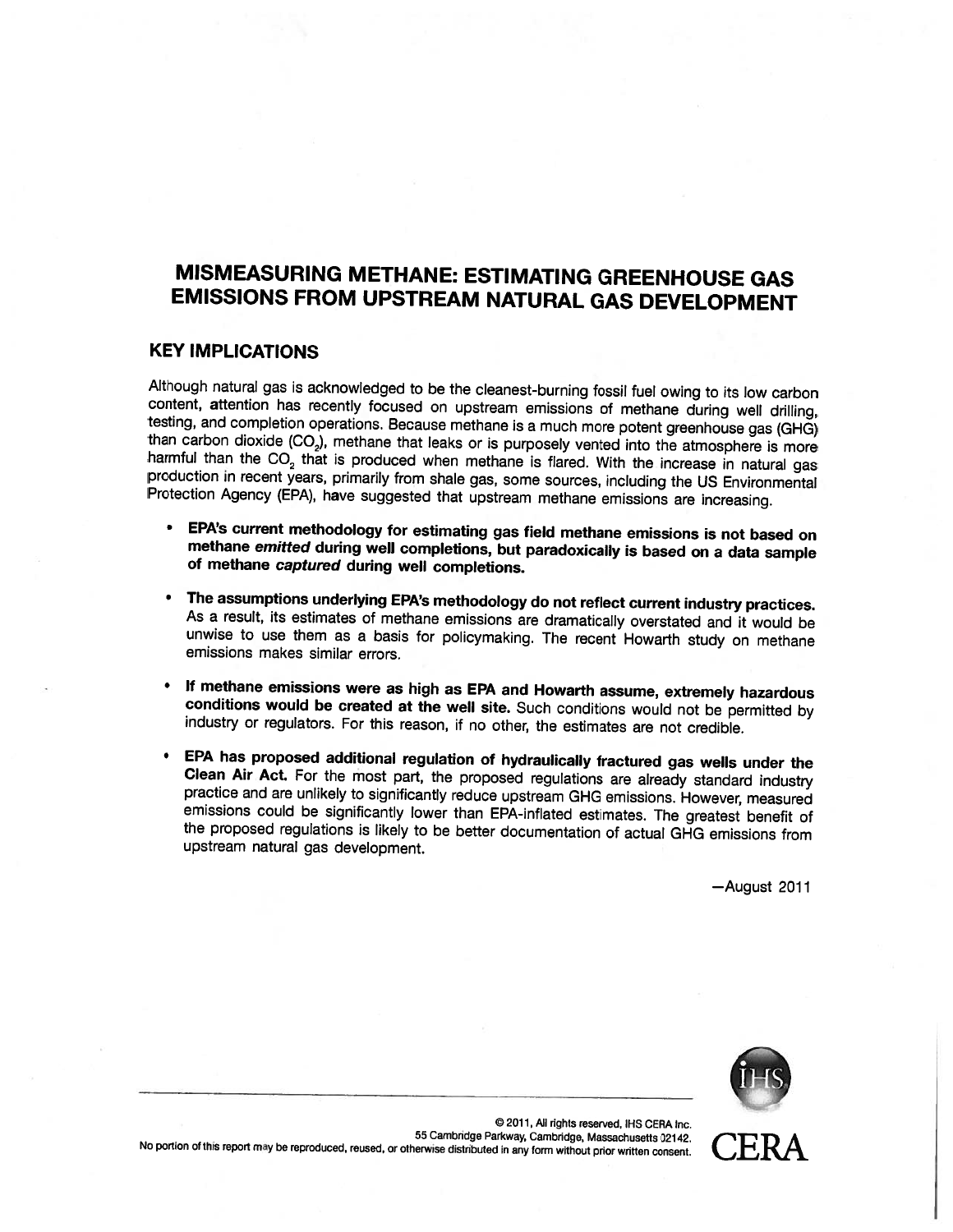# MISMEASURING METHANE: ESTIMATING GREENHOUSE GAS EMISSIONS FROM UPSTREAM NATURAL GAS DEVELOPMENT

## KEY IMPLICATIONS

Although natural gas is acknowledged to be the cleanest-burning fossil fuel owing to its low carbon content, attention has recently focused on upstream emissions of methane during well drilling, testing, and completion operations. Because methane is a much more potent greenhouse gas (GHG) than carbon dioxide ($CO_2$), methane that leaks or is purposely vented into the atmosphere is more harmful than the $CO_2$ that is produced when methane is flared. With the increase in natural gas production in recent years, primarily from shale gas, some sources, including the US Environmental Protection Agency (EPA), have suggested that upstream methane emissions are increasing.

- **EPA's current methodology for estimating gas field methane emissions is not based on methane *emitted* during well completions, but paradoxically is based on a data sample of methane *captured* during well completions.**

- **The assumptions underlying EPA's methodology do not reflect current industry practices.** As a result, its estimates of methane emissions are dramatically overstated and it would be unwise to use them as a basis for policymaking. The recent Howarth study on methane emissions makes similar errors.

- **If methane emissions were as high as EPA and Howarth assume, extremely hazardous conditions would be created at the well site.** Such conditions would not be permitted by industry or regulators. For this reason, if no other, the estimates are not credible.

- **EPA has proposed additional regulation of hydraulically fractured gas wells under the Clean Air Act.** For the most part, the proposed regulations are already standard industry practice and are unlikely to significantly reduce upstream GHG emissions. However, measured emissions could be significantly lower than EPA-inflated estimates. The greatest benefit of the proposed regulations is likely to be better documentation of actual GHG emissions from upstream natural gas development.

—August 2011

© 2011, All rights reserved, IHS CERA Inc.
55 Cambridge Parkway, Cambridge, Massachusetts 02142.
No portion of this report may be reproduced, reused, or otherwise distributed in any form without prior written consent.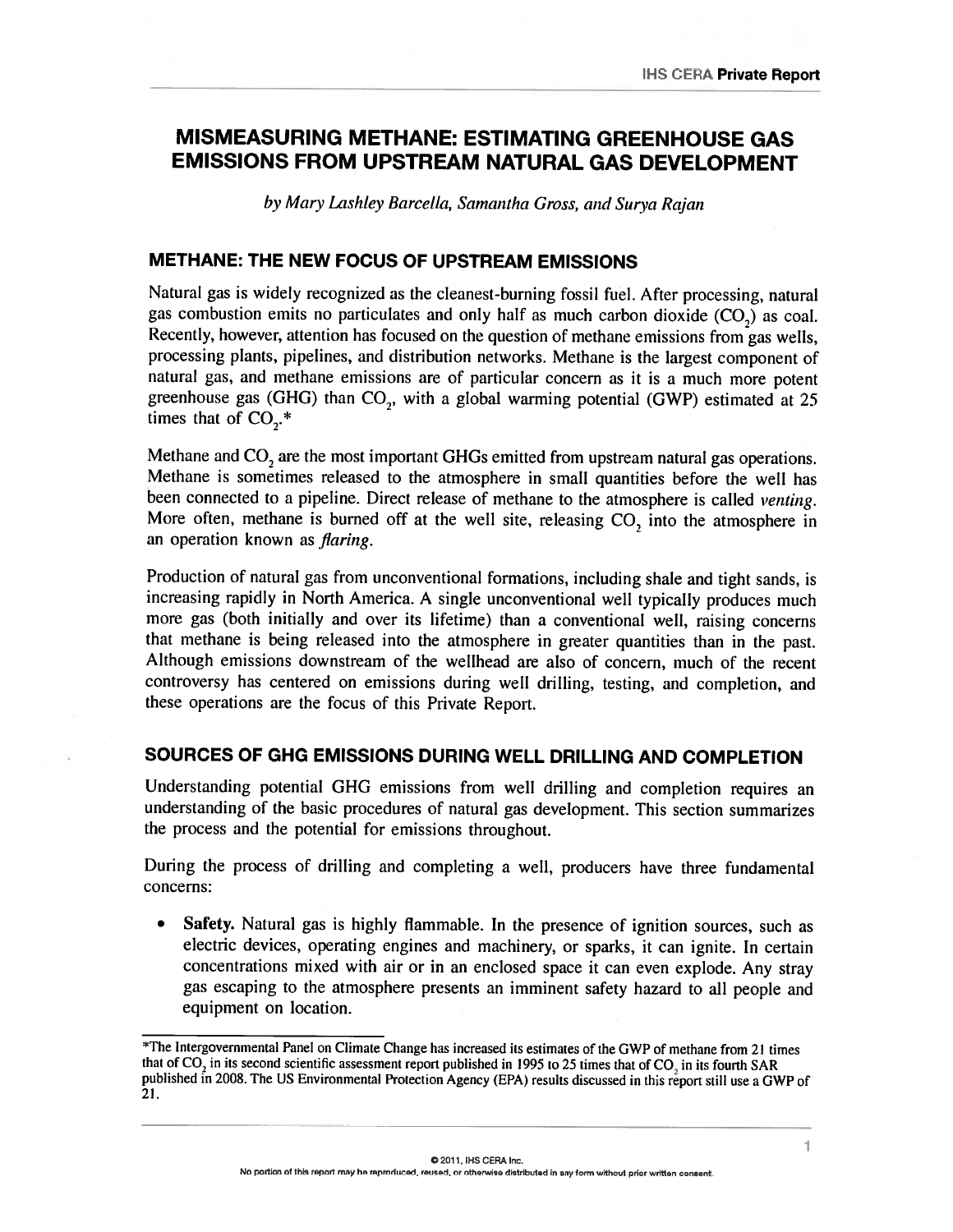# MISMEASURING METHANE: ESTIMATING GREENHOUSE GAS EMISSIONS FROM UPSTREAM NATURAL GAS DEVELOPMENT

*by Mary Lashley Barcella, Samantha Gross, and Surya Rajan*

## METHANE: THE NEW FOCUS OF UPSTREAM EMISSIONS

Natural gas is widely recognized as the cleanest-burning fossil fuel. After processing, natural gas combustion emits no particulates and only half as much carbon dioxide ($CO_2$) as coal. Recently, however, attention has focused on the question of methane emissions from gas wells, processing plants, pipelines, and distribution networks. Methane is the largest component of natural gas, and methane emissions are of particular concern as it is a much more potent greenhouse gas (GHG) than $CO_2$, with a global warming potential (GWP) estimated at 25 times that of $CO_2$.*

Methane and $CO_2$ are the most important GHGs emitted from upstream natural gas operations. Methane is sometimes released to the atmosphere in small quantities before the well has been connected to a pipeline. Direct release of methane to the atmosphere is called *venting*. More often, methane is burned off at the well site, releasing $CO_2$ into the atmosphere in an operation known as *flaring*.

Production of natural gas from unconventional formations, including shale and tight sands, is increasing rapidly in North America. A single unconventional well typically produces much more gas (both initially and over its lifetime) than a conventional well, raising concerns that methane is being released into the atmosphere in greater quantities than in the past. Although emissions downstream of the wellhead are also of concern, much of the recent controversy has centered on emissions during well drilling, testing, and completion, and these operations are the focus of this Private Report.

## SOURCES OF GHG EMISSIONS DURING WELL DRILLING AND COMPLETION

Understanding potential GHG emissions from well drilling and completion requires an understanding of the basic procedures of natural gas development. This section summarizes the process and the potential for emissions throughout.

During the process of drilling and completing a well, producers have three fundamental concerns:

- **Safety.** Natural gas is highly flammable. In the presence of ignition sources, such as electric devices, operating engines and machinery, or sparks, it can ignite. In certain concentrations mixed with air or in an enclosed space it can even explode. Any stray gas escaping to the atmosphere presents an imminent safety hazard to all people and equipment on location.

---

*The Intergovernmental Panel on Climate Change has increased its estimates of the GWP of methane from 21 times that of $CO_2$ in its second scientific assessment report published in 1995 to 25 times that of $CO_2$ in its fourth SAR published in 2008. The US Environmental Protection Agency (EPA) results discussed in this report still use a GWP of 21.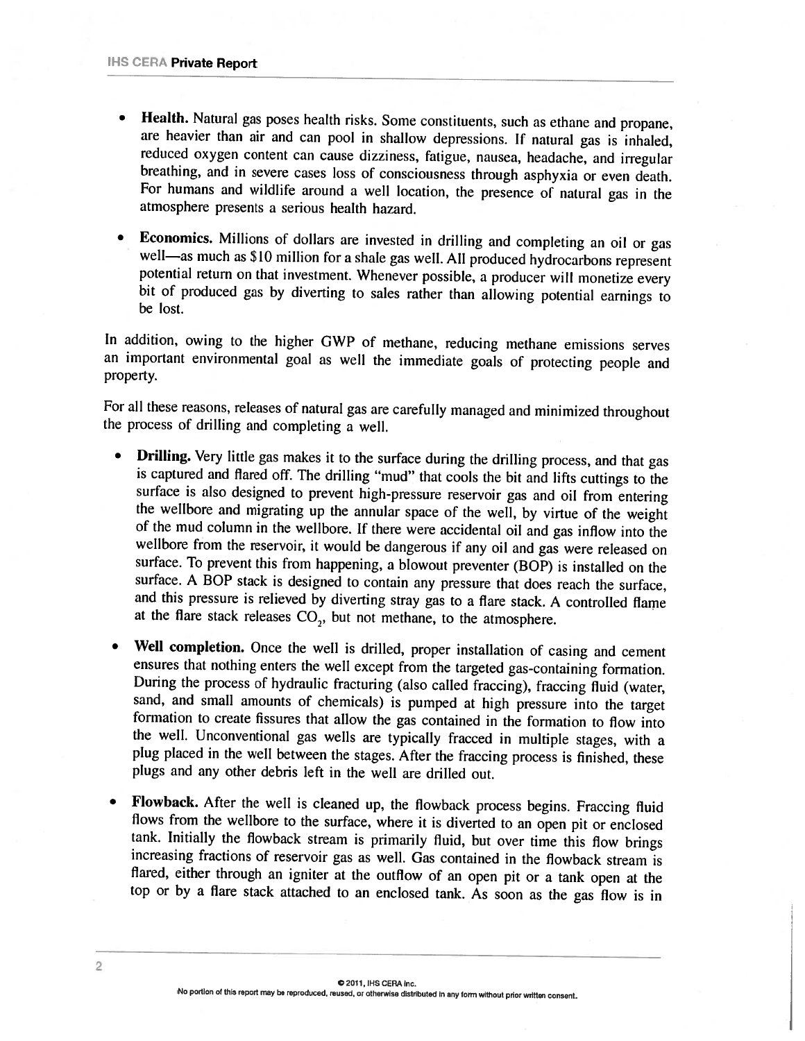- **Health.** Natural gas poses health risks. Some constituents, such as ethane and propane, are heavier than air and can pool in shallow depressions. If natural gas is inhaled, reduced oxygen content can cause dizziness, fatigue, nausea, headache, and irregular breathing, and in severe cases loss of consciousness through asphyxia or even death. For humans and wildlife around a well location, the presence of natural gas in the atmosphere presents a serious health hazard.

- **Economics.** Millions of dollars are invested in drilling and completing an oil or gas well—as much as $10 million for a shale gas well. All produced hydrocarbons represent potential return on that investment. Whenever possible, a producer will monetize every bit of produced gas by diverting to sales rather than allowing potential earnings to be lost.

In addition, owing to the higher GWP of methane, reducing methane emissions serves an important environmental goal as well the immediate goals of protecting people and property.

For all these reasons, releases of natural gas are carefully managed and minimized throughout the process of drilling and completing a well.

- **Drilling.** Very little gas makes it to the surface during the drilling process, and that gas is captured and flared off. The drilling "mud" that cools the bit and lifts cuttings to the surface is also designed to prevent high-pressure reservoir gas and oil from entering the wellbore and migrating up the annular space of the well, by virtue of the weight of the mud column in the wellbore. If there were accidental oil and gas inflow into the wellbore from the reservoir, it would be dangerous if any oil and gas were released on surface. To prevent this from happening, a blowout preventer (BOP) is installed on the surface. A BOP stack is designed to contain any pressure that does reach the surface, and this pressure is relieved by diverting stray gas to a flare stack. A controlled flame at the flare stack releases $CO_2$, but not methane, to the atmosphere.

- **Well completion.** Once the well is drilled, proper installation of casing and cement ensures that nothing enters the well except from the targeted gas-containing formation. During the process of hydraulic fracturing (also called fraccing), fraccing fluid (water, sand, and small amounts of chemicals) is pumped at high pressure into the target formation to create fissures that allow the gas contained in the formation to flow into the well. Unconventional gas wells are typically fracced in multiple stages, with a plug placed in the well between the stages. After the fraccing process is finished, these plugs and any other debris left in the well are drilled out.

- **Flowback.** After the well is cleaned up, the flowback process begins. Fraccing fluid flows from the wellbore to the surface, where it is diverted to an open pit or enclosed tank. Initially the flowback stream is primarily fluid, but over time this flow brings increasing fractions of reservoir gas as well. Gas contained in the flowback stream is flared, either through an igniter at the outflow of an open pit or a tank open at the top or by a flare stack attached to an enclosed tank. As soon as the gas flow is in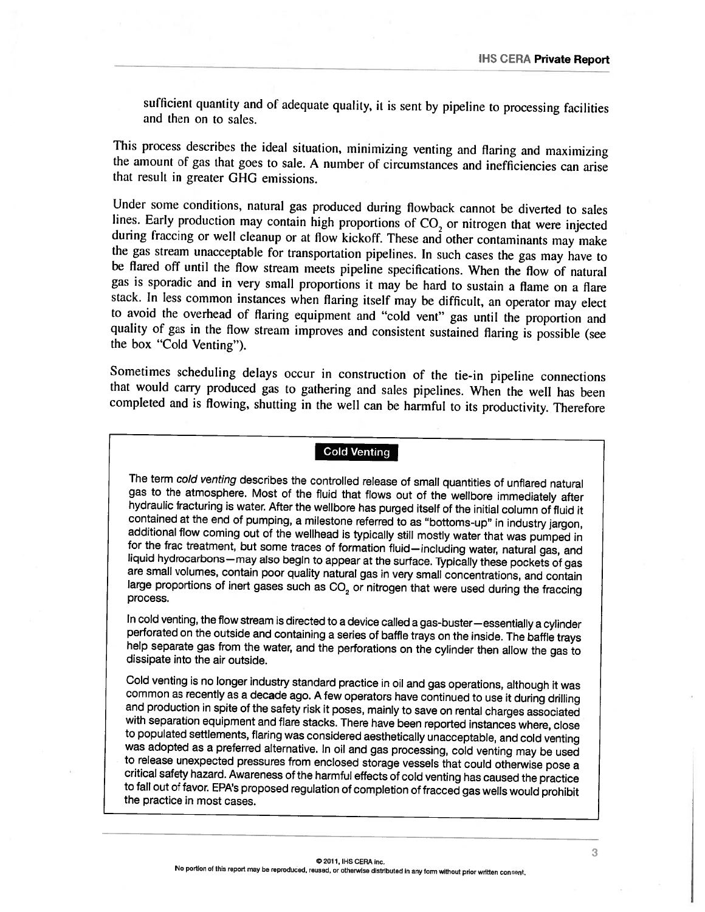sufficient quantity and of adequate quality, it is sent by pipeline to processing facilities and then on to sales.

This process describes the ideal situation, minimizing venting and flaring and maximizing the amount of gas that goes to sale. A number of circumstances and inefficiencies can arise that result in greater GHG emissions.

Under some conditions, natural gas produced during flowback cannot be diverted to sales lines. Early production may contain high proportions of $CO_2$ or nitrogen that were injected during fraccing or well cleanup or at flow kickoff. These and other contaminants may make the gas stream unacceptable for transportation pipelines. In such cases the gas may have to be flared off until the flow stream meets pipeline specifications. When the flow of natural gas is sporadic and in very small proportions it may be hard to sustain a flame on a flare stack. In less common instances when flaring itself may be difficult, an operator may elect to avoid the overhead of flaring equipment and "cold vent" gas until the proportion and quality of gas in the flow stream improves and consistent sustained flaring is possible (see the box "Cold Venting").

Sometimes scheduling delays occur in construction of the tie-in pipeline connections that would carry produced gas to gathering and sales pipelines. When the well has been completed and is flowing, shutting in the well can be harmful to its productivity. Therefore

---

### Cold Venting

The term *cold venting* describes the controlled release of small quantities of unflared natural gas to the atmosphere. Most of the fluid that flows out of the wellbore immediately after hydraulic fracturing is water. After the wellbore has purged itself of the initial column of fluid it contained at the end of pumping, a milestone referred to as "bottoms-up" in industry jargon, additional flow coming out of the wellhead is typically still mostly water that was pumped in for the frac treatment, but some traces of formation fluid—including water, natural gas, and liquid hydrocarbons—may also begin to appear at the surface. Typically these pockets of gas are small volumes, contain poor quality natural gas in very small concentrations, and contain large proportions of inert gases such as $CO_2$ or nitrogen that were used during the fraccing process.

In cold venting, the flow stream is directed to a device called a gas-buster—essentially a cylinder perforated on the outside and containing a series of baffle trays on the inside. The baffle trays help separate gas from the water, and the perforations on the cylinder then allow the gas to dissipate into the air outside.

Cold venting is no longer industry standard practice in oil and gas operations, although it was common as recently as a decade ago. A few operators have continued to use it during drilling and production in spite of the safety risk it poses, mainly to save on rental charges associated with separation equipment and flare stacks. There have been reported instances where, close to populated settlements, flaring was considered aesthetically unacceptable, and cold venting was adopted as a preferred alternative. In oil and gas processing, cold venting may be used to release unexpected pressures from enclosed storage vessels that could otherwise pose a critical safety hazard. Awareness of the harmful effects of cold venting has caused the practice to fall out of favor. EPA's proposed regulation of completion of fracced gas wells would prohibit the practice in most cases.

---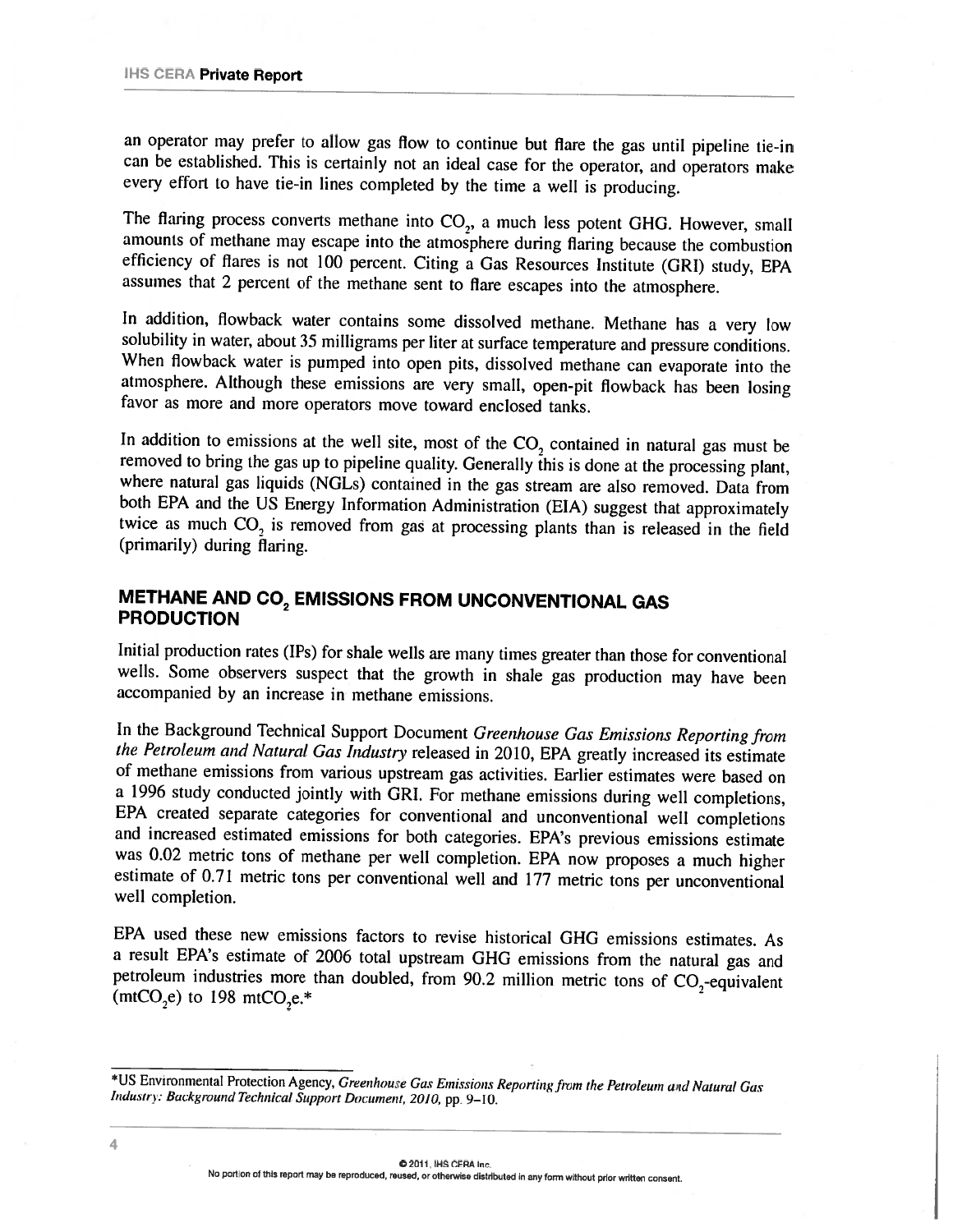an operator may prefer to allow gas flow to continue but flare the gas until pipeline tie-in can be established. This is certainly not an ideal case for the operator, and operators make every effort to have tie-in lines completed by the time a well is producing.

The flaring process converts methane into $CO_2$, a much less potent GHG. However, small amounts of methane may escape into the atmosphere during flaring because the combustion efficiency of flares is not 100 percent. Citing a Gas Resources Institute (GRI) study, EPA assumes that 2 percent of the methane sent to flare escapes into the atmosphere.

In addition, flowback water contains some dissolved methane. Methane has a very low solubility in water, about 35 milligrams per liter at surface temperature and pressure conditions. When flowback water is pumped into open pits, dissolved methane can evaporate into the atmosphere. Although these emissions are very small, open-pit flowback has been losing favor as more and more operators move toward enclosed tanks.

In addition to emissions at the well site, most of the $CO_2$ contained in natural gas must be removed to bring the gas up to pipeline quality. Generally this is done at the processing plant, where natural gas liquids (NGLs) contained in the gas stream are also removed. Data from both EPA and the US Energy Information Administration (EIA) suggest that approximately twice as much $CO_2$ is removed from gas at processing plants than is released in the field (primarily) during flaring.

## METHANE AND $CO_2$ EMISSIONS FROM UNCONVENTIONAL GAS PRODUCTION

Initial production rates (IPs) for shale wells are many times greater than those for conventional wells. Some observers suspect that the growth in shale gas production may have been accompanied by an increase in methane emissions.

In the Background Technical Support Document *Greenhouse Gas Emissions Reporting from the Petroleum and Natural Gas Industry* released in 2010, EPA greatly increased its estimate of methane emissions from various upstream gas activities. Earlier estimates were based on a 1996 study conducted jointly with GRI. For methane emissions during well completions, EPA created separate categories for conventional and unconventional well completions and increased estimated emissions for both categories. EPA's previous emissions estimate was 0.02 metric tons of methane per well completion. EPA now proposes a much higher estimate of 0.71 metric tons per conventional well and 177 metric tons per unconventional well completion.

EPA used these new emissions factors to revise historical GHG emissions estimates. As a result EPA's estimate of 2006 total upstream GHG emissions from the natural gas and petroleum industries more than doubled, from 90.2 million metric tons of $CO_2$-equivalent ($mtCO_2e$) to 198 $mtCO_2e$.*

*US Environmental Protection Agency, *Greenhouse Gas Emissions Reporting from the Petroleum and Natural Gas Industry: Background Technical Support Document, 2010*, pp. 9–10.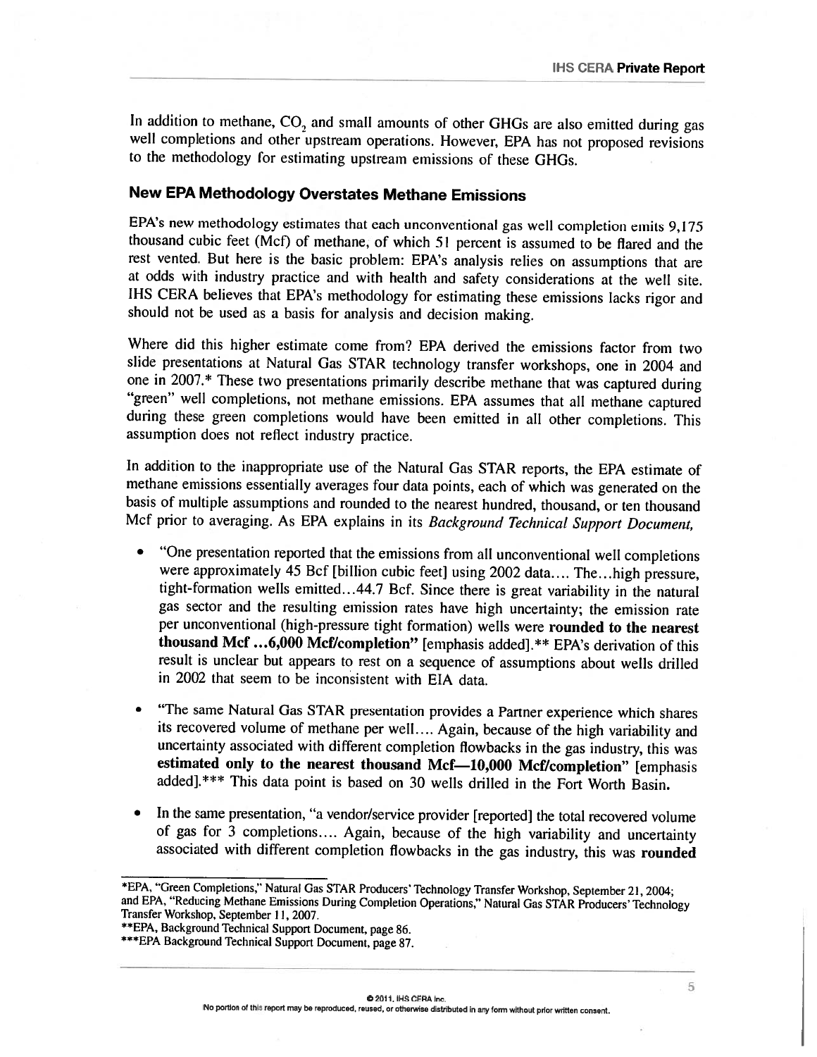In addition to methane, $CO_2$ and small amounts of other GHGs are also emitted during gas well completions and other upstream operations. However, EPA has not proposed revisions to the methodology for estimating upstream emissions of these GHGs.

## New EPA Methodology Overstates Methane Emissions

EPA's new methodology estimates that each unconventional gas well completion emits 9,175 thousand cubic feet (Mcf) of methane, of which 51 percent is assumed to be flared and the rest vented. But here is the basic problem: EPA's analysis relies on assumptions that are at odds with industry practice and with health and safety considerations at the well site. IHS CERA believes that EPA's methodology for estimating these emissions lacks rigor and should not be used as a basis for analysis and decision making.

Where did this higher estimate come from? EPA derived the emissions factor from two slide presentations at Natural Gas STAR technology transfer workshops, one in 2004 and one in 2007.* These two presentations primarily describe methane that was captured during "green" well completions, not methane emissions. EPA assumes that all methane captured during these green completions would have been emitted in all other completions. This assumption does not reflect industry practice.

In addition to the inappropriate use of the Natural Gas STAR reports, the EPA estimate of methane emissions essentially averages four data points, each of which was generated on the basis of multiple assumptions and rounded to the nearest hundred, thousand, or ten thousand Mcf prior to averaging. As EPA explains in its *Background Technical Support Document,*

- "One presentation reported that the emissions from all unconventional well completions were approximately 45 Bcf [billion cubic feet] using 2002 data.... The...high pressure, tight-formation wells emitted...44.7 Bcf. Since there is great variability in the natural gas sector and the resulting emission rates have high uncertainty; the emission rate per unconventional (high-pressure tight formation) wells were **rounded to the nearest thousand Mcf ...6,000 Mcf/completion"** [emphasis added].** EPA's derivation of this result is unclear but appears to rest on a sequence of assumptions about wells drilled in 2002 that seem to be inconsistent with EIA data.
- "The same Natural Gas STAR presentation provides a Partner experience which shares its recovered volume of methane per well.... Again, because of the high variability and uncertainty associated with different completion flowbacks in the gas industry, this was **estimated only to the nearest thousand Mcf—10,000 Mcf/completion"** [emphasis added].*** This data point is based on 30 wells drilled in the Fort Worth Basin.
- In the same presentation, "a vendor/service provider [reported] the total recovered volume of gas for 3 completions.... Again, because of the high variability and uncertainty associated with different completion flowbacks in the gas industry, this was **rounded**

---

*EPA, "Green Completions," Natural Gas STAR Producers' Technology Transfer Workshop, September 21, 2004; and EPA, "Reducing Methane Emissions During Completion Operations," Natural Gas STAR Producers' Technology Transfer Workshop, September 11, 2007.

**EPA, Background Technical Support Document, page 86.

***EPA Background Technical Support Document, page 87.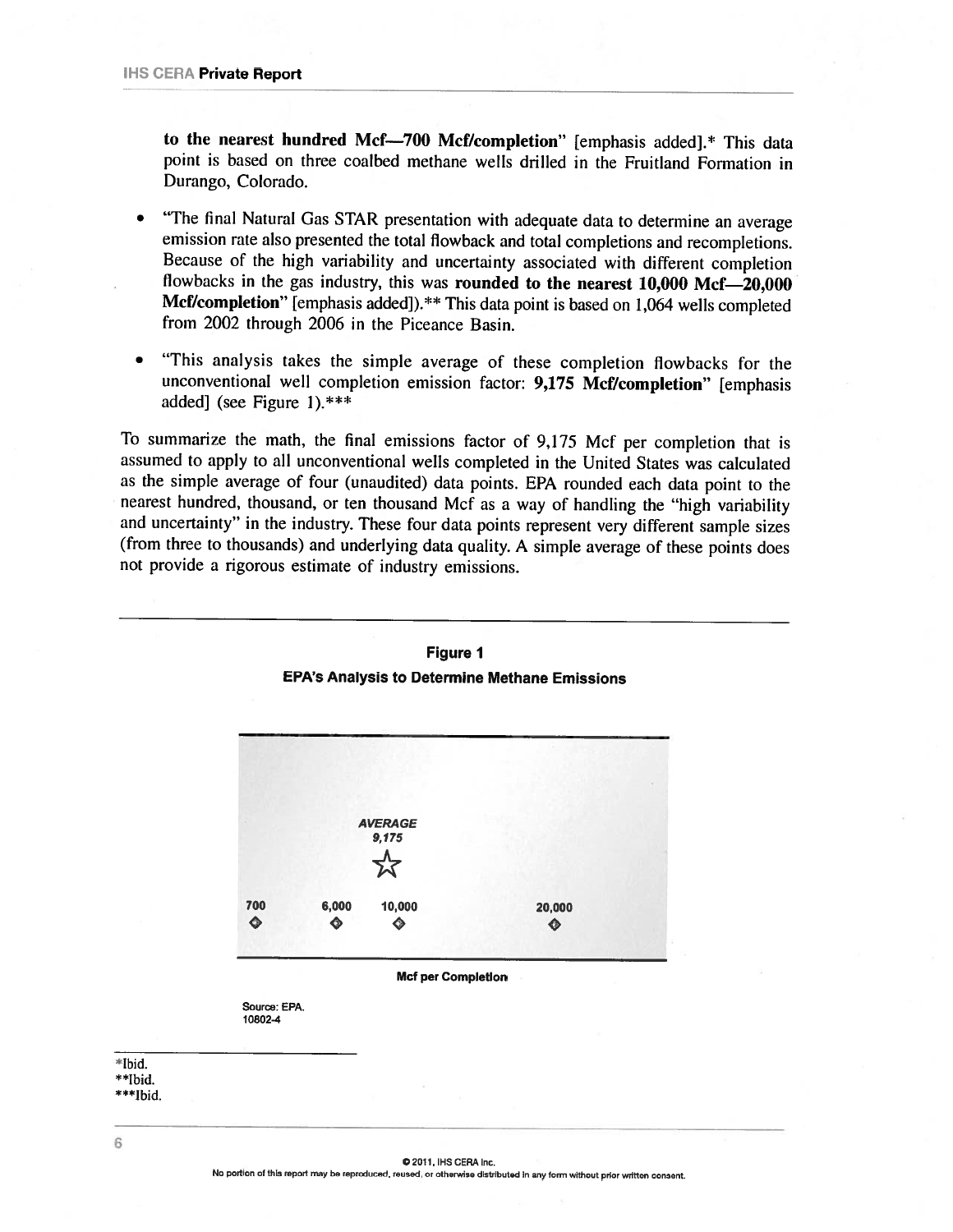**to the nearest hundred Mcf—700 Mcf/completion**" [emphasis added].* This data point is based on three coalbed methane wells drilled in the Fruitland Formation in Durango, Colorado.

- "The final Natural Gas STAR presentation with adequate data to determine an average emission rate also presented the total flowback and total completions and recompletions. Because of the high variability and uncertainty associated with different completion flowbacks in the gas industry, this was **rounded to the nearest 10,000 Mcf—20,000 Mcf/completion**" [emphasis added]).** This data point is based on 1,064 wells completed from 2002 through 2006 in the Piceance Basin.
- "This analysis takes the simple average of these completion flowbacks for the unconventional well completion emission factor: **9,175 Mcf/completion**" [emphasis added] (see Figure 1).***

To summarize the math, the final emissions factor of 9,175 Mcf per completion that is assumed to apply to all unconventional wells completed in the United States was calculated as the simple average of four (unaudited) data points. EPA rounded each data point to the nearest hundred, thousand, or ten thousand Mcf as a way of handling the "high variability and uncertainty" in the industry. These four data points represent very different sample sizes (from three to thousands) and underlying data quality. A simple average of these points does not provide a rigorous estimate of industry emissions.

**Figure 1**

**EPA's Analysis to Determine Methane Emissions**

*AVERAGE*
*9,175*

700 6,000 10,000 20,000

**Mcf per Completion**

Source: EPA.
10802-4

*Ibid.
**Ibid.
***Ibid.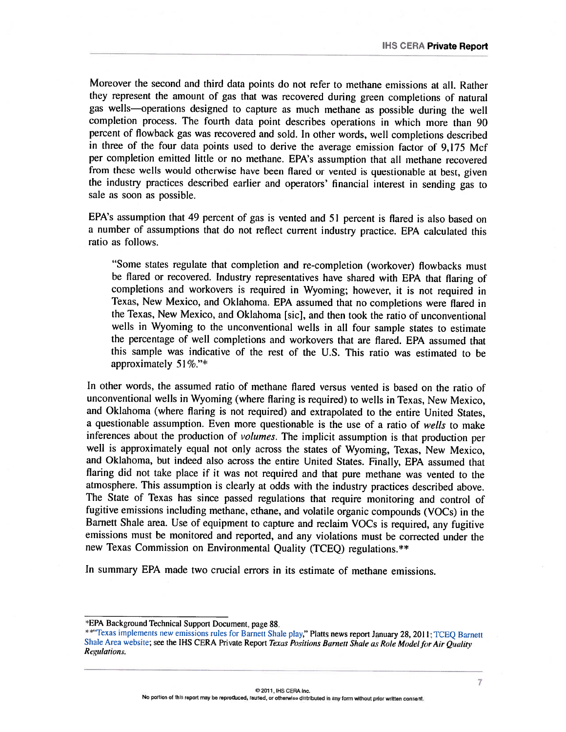Moreover the second and third data points do not refer to methane emissions at all. Rather they represent the amount of gas that was recovered during green completions of natural gas wells—operations designed to capture as much methane as possible during the well completion process. The fourth data point describes operations in which more than 90 percent of flowback gas was recovered and sold. In other words, well completions described in three of the four data points used to derive the average emission factor of 9,175 Mcf per completion emitted little or no methane. EPA's assumption that all methane recovered from these wells would otherwise have been flared or vented is questionable at best, given the industry practices described earlier and operators' financial interest in sending gas to sale as soon as possible.

EPA's assumption that 49 percent of gas is vented and 51 percent is flared is also based on a number of assumptions that do not reflect current industry practice. EPA calculated this ratio as follows.

> "Some states regulate that completion and re-completion (workover) flowbacks must be flared or recovered. Industry representatives have shared with EPA that flaring of completions and workovers is required in Wyoming; however, it is not required in Texas, New Mexico, and Oklahoma. EPA assumed that no completions were flared in the Texas, New Mexico, and Oklahoma [sic], and then took the ratio of unconventional wells in Wyoming to the unconventional wells in all four sample states to estimate the percentage of well completions and workovers that are flared. EPA assumed that this sample was indicative of the rest of the U.S. This ratio was estimated to be approximately 51%."*

In other words, the assumed ratio of methane flared versus vented is based on the ratio of unconventional wells in Wyoming (where flaring is required) to wells in Texas, New Mexico, and Oklahoma (where flaring is not required) and extrapolated to the entire United States, a questionable assumption. Even more questionable is the use of a ratio of *wells* to make inferences about the production of *volumes*. The implicit assumption is that production per well is approximately equal not only across the states of Wyoming, Texas, New Mexico, and Oklahoma, but indeed also across the entire United States. Finally, EPA assumed that flaring did not take place if it was not required and that pure methane was vented to the atmosphere. This assumption is clearly at odds with the industry practices described above. The State of Texas has since passed regulations that require monitoring and control of fugitive emissions including methane, ethane, and volatile organic compounds (VOCs) in the Barnett Shale area. Use of equipment to capture and reclaim VOCs is required, any fugitive emissions must be monitored and reported, and any violations must be corrected under the new Texas Commission on Environmental Quality (TCEQ) regulations.**

In summary EPA made two crucial errors in its estimate of methane emissions.

---

*EPA Background Technical Support Document, page 88.

**"Texas implements new emissions rules for Barnett Shale play," Platts news report January 28, 2011; TCEQ Barnett Shale Area website; see the IHS CERA Private Report *Texas Positions Barnett Shale as Role Model for Air Quality Regulations*.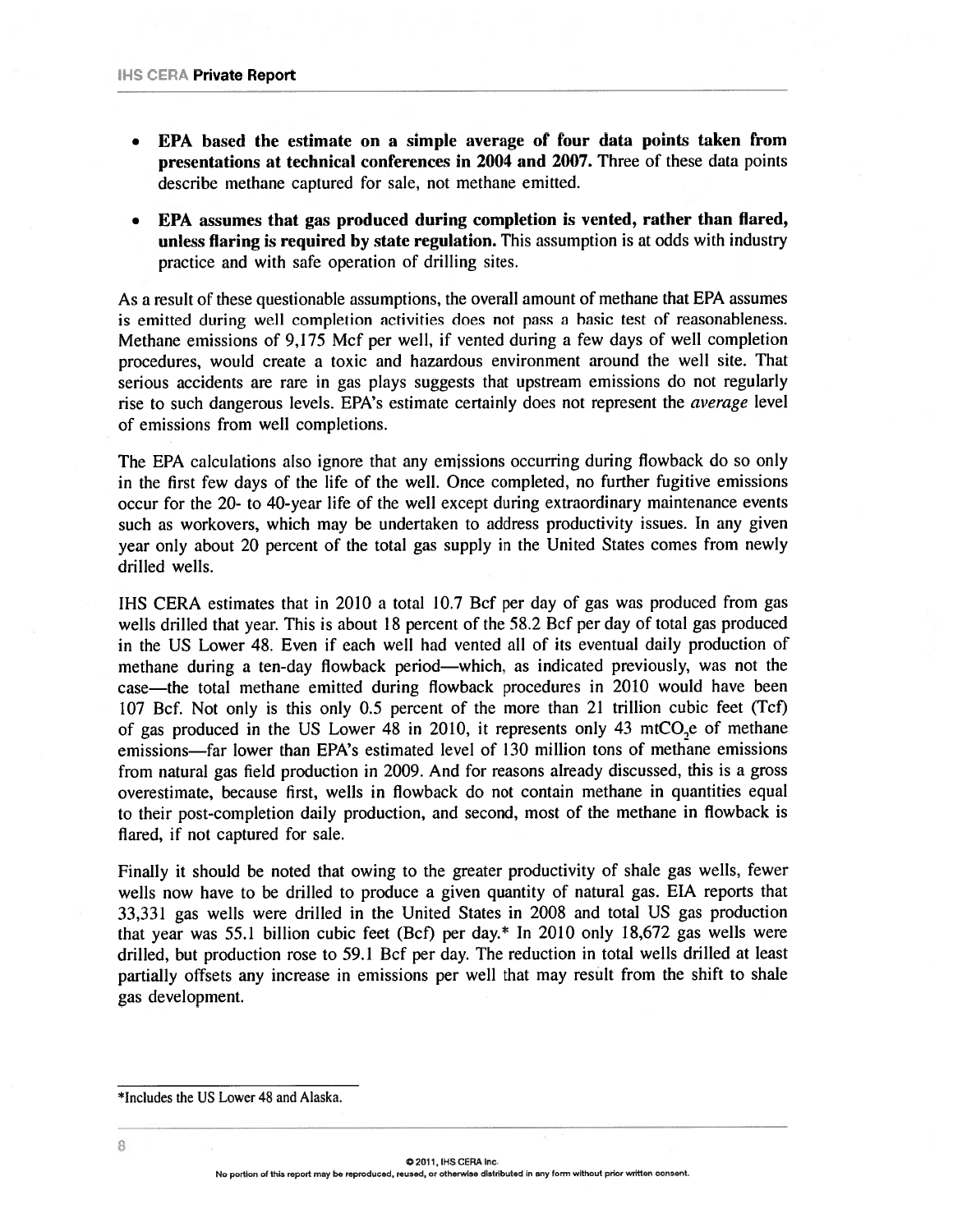- **EPA based the estimate on a simple average of four data points taken from presentations at technical conferences in 2004 and 2007.** Three of these data points describe methane captured for sale, not methane emitted.

- **EPA assumes that gas produced during completion is vented, rather than flared, unless flaring is required by state regulation.** This assumption is at odds with industry practice and with safe operation of drilling sites.

As a result of these questionable assumptions, the overall amount of methane that EPA assumes is emitted during well completion activities does not pass a basic test of reasonableness. Methane emissions of 9,175 Mcf per well, if vented during a few days of well completion procedures, would create a toxic and hazardous environment around the well site. That serious accidents are rare in gas plays suggests that upstream emissions do not regularly rise to such dangerous levels. EPA's estimate certainly does not represent the *average* level of emissions from well completions.

The EPA calculations also ignore that any emissions occurring during flowback do so only in the first few days of the life of the well. Once completed, no further fugitive emissions occur for the 20- to 40-year life of the well except during extraordinary maintenance events such as workovers, which may be undertaken to address productivity issues. In any given year only about 20 percent of the total gas supply in the United States comes from newly drilled wells.

IHS CERA estimates that in 2010 a total 10.7 Bcf per day of gas was produced from gas wells drilled that year. This is about 18 percent of the 58.2 Bcf per day of total gas produced in the US Lower 48. Even if each well had vented all of its eventual daily production of methane during a ten-day flowback period—which, as indicated previously, was not the case—the total methane emitted during flowback procedures in 2010 would have been 107 Bcf. Not only is this only 0.5 percent of the more than 21 trillion cubic feet (Tcf) of gas produced in the US Lower 48 in 2010, it represents only 43 mt$CO_2$e of methane emissions—far lower than EPA's estimated level of 130 million tons of methane emissions from natural gas field production in 2009. And for reasons already discussed, this is a gross overestimate, because first, wells in flowback do not contain methane in quantities equal to their post-completion daily production, and second, most of the methane in flowback is flared, if not captured for sale.

Finally it should be noted that owing to the greater productivity of shale gas wells, fewer wells now have to be drilled to produce a given quantity of natural gas. EIA reports that 33,331 gas wells were drilled in the United States in 2008 and total US gas production that year was 55.1 billion cubic feet (Bcf) per day.* In 2010 only 18,672 gas wells were drilled, but production rose to 59.1 Bcf per day. The reduction in total wells drilled at least partially offsets any increase in emissions per well that may result from the shift to shale gas development.

---

*Includes the US Lower 48 and Alaska.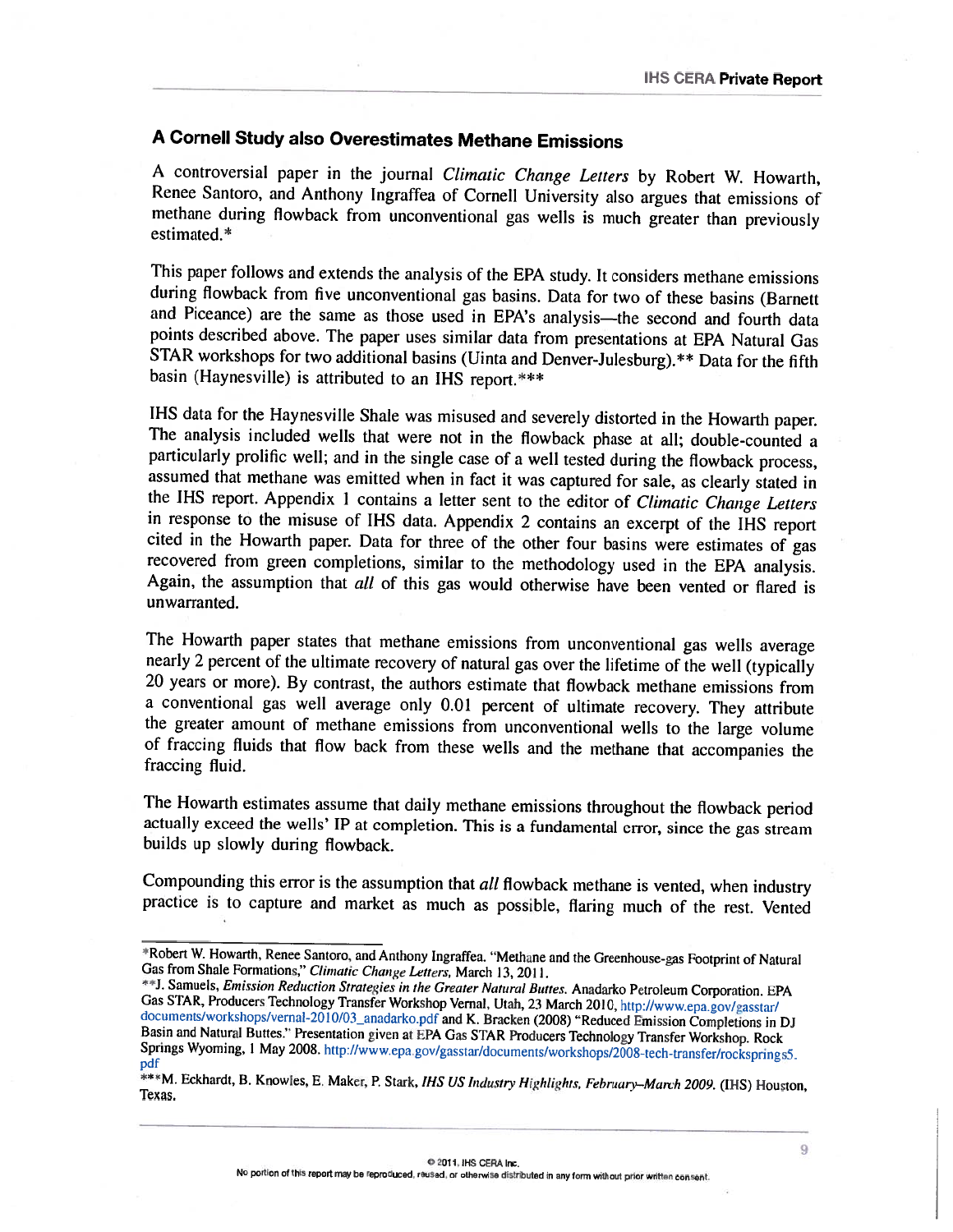## A Cornell Study also Overestimates Methane Emissions

A controversial paper in the journal *Climatic Change Letters* by Robert W. Howarth, Renee Santoro, and Anthony Ingraffea of Cornell University also argues that emissions of methane during flowback from unconventional gas wells is much greater than previously estimated.*

This paper follows and extends the analysis of the EPA study. It considers methane emissions during flowback from five unconventional gas basins. Data for two of these basins (Barnett and Piceance) are the same as those used in EPA's analysis—the second and fourth data points described above. The paper uses similar data from presentations at EPA Natural Gas STAR workshops for two additional basins (Uinta and Denver-Julesburg).** Data for the fifth basin (Haynesville) is attributed to an IHS report.***

IHS data for the Haynesville Shale was misused and severely distorted in the Howarth paper. The analysis included wells that were not in the flowback phase at all; double-counted a particularly prolific well; and in the single case of a well tested during the flowback process, assumed that methane was emitted when in fact it was captured for sale, as clearly stated in the IHS report. Appendix 1 contains a letter sent to the editor of *Climatic Change Letters* in response to the misuse of IHS data. Appendix 2 contains an excerpt of the IHS report cited in the Howarth paper. Data for three of the other four basins were estimates of gas recovered from green completions, similar to the methodology used in the EPA analysis. Again, the assumption that *all* of this gas would otherwise have been vented or flared is unwarranted.

The Howarth paper states that methane emissions from unconventional gas wells average nearly 2 percent of the ultimate recovery of natural gas over the lifetime of the well (typically 20 years or more). By contrast, the authors estimate that flowback methane emissions from a conventional gas well average only 0.01 percent of ultimate recovery. They attribute the greater amount of methane emissions from unconventional wells to the large volume of fraccing fluids that flow back from these wells and the methane that accompanies the fraccing fluid.

The Howarth estimates assume that daily methane emissions throughout the flowback period actually exceed the wells' IP at completion. This is a fundamental error, since the gas stream builds up slowly during flowback.

Compounding this error is the assumption that *all* flowback methane is vented, when industry practice is to capture and market as much as possible, flaring much of the rest. Vented

---

*Robert W. Howarth, Renee Santoro, and Anthony Ingraffea. "Methane and the Greenhouse-gas Footprint of Natural Gas from Shale Formations," *Climatic Change Letters,* March 13, 2011.

**J. Samuels, *Emission Reduction Strategies in the Greater Natural Buttes.* Anadarko Petroleum Corporation. EPA Gas STAR, Producers Technology Transfer Workshop Vernal, Utah, 23 March 2010, http://www.epa.gov/gasstar/documents/workshops/vernal-2010/03_anadarko.pdf and K. Bracken (2008) "Reduced Emission Completions in DJ Basin and Natural Buttes." Presentation given at EPA Gas STAR Producers Technology Transfer Workshop. Rock Springs Wyoming, 1 May 2008. http://www.epa.gov/gasstar/documents/workshops/2008-tech-transfer/rocksprings5.pdf

***M. Eckhardt, B. Knowles, E. Maker, P. Stark, *IHS US Industry Highlights, February–March 2009.* (IHS) Houston, Texas.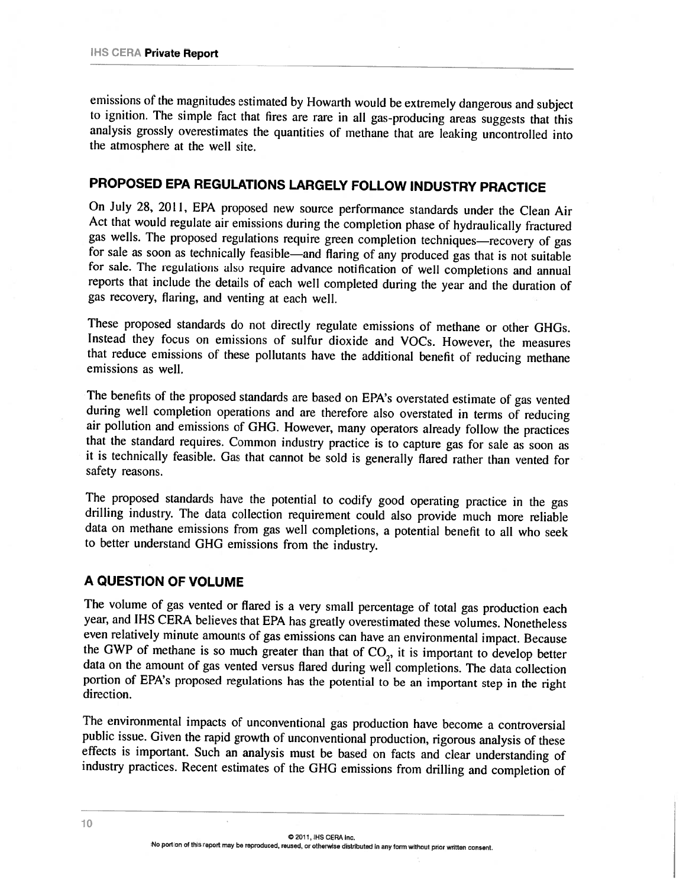emissions of the magnitudes estimated by Howarth would be extremely dangerous and subject to ignition. The simple fact that fires are rare in all gas-producing areas suggests that this analysis grossly overestimates the quantities of methane that are leaking uncontrolled into the atmosphere at the well site.

## PROPOSED EPA REGULATIONS LARGELY FOLLOW INDUSTRY PRACTICE

On July 28, 2011, EPA proposed new source performance standards under the Clean Air Act that would regulate air emissions during the completion phase of hydraulically fractured gas wells. The proposed regulations require green completion techniques—recovery of gas for sale as soon as technically feasible—and flaring of any produced gas that is not suitable for sale. The regulations also require advance notification of well completions and annual reports that include the details of each well completed during the year and the duration of gas recovery, flaring, and venting at each well.

These proposed standards do not directly regulate emissions of methane or other GHGs. Instead they focus on emissions of sulfur dioxide and VOCs. However, the measures that reduce emissions of these pollutants have the additional benefit of reducing methane emissions as well.

The benefits of the proposed standards are based on EPA's overstated estimate of gas vented during well completion operations and are therefore also overstated in terms of reducing air pollution and emissions of GHG. However, many operators already follow the practices that the standard requires. Common industry practice is to capture gas for sale as soon as it is technically feasible. Gas that cannot be sold is generally flared rather than vented for safety reasons.

The proposed standards have the potential to codify good operating practice in the gas drilling industry. The data collection requirement could also provide much more reliable data on methane emissions from gas well completions, a potential benefit to all who seek to better understand GHG emissions from the industry.

## A QUESTION OF VOLUME

The volume of gas vented or flared is a very small percentage of total gas production each year, and IHS CERA believes that EPA has greatly overestimated these volumes. Nonetheless even relatively minute amounts of gas emissions can have an environmental impact. Because the GWP of methane is so much greater than that of $CO_2$, it is important to develop better data on the amount of gas vented versus flared during well completions. The data collection portion of EPA's proposed regulations has the potential to be an important step in the right direction.

The environmental impacts of unconventional gas production have become a controversial public issue. Given the rapid growth of unconventional production, rigorous analysis of these effects is important. Such an analysis must be based on facts and clear understanding of industry practices. Recent estimates of the GHG emissions from drilling and completion of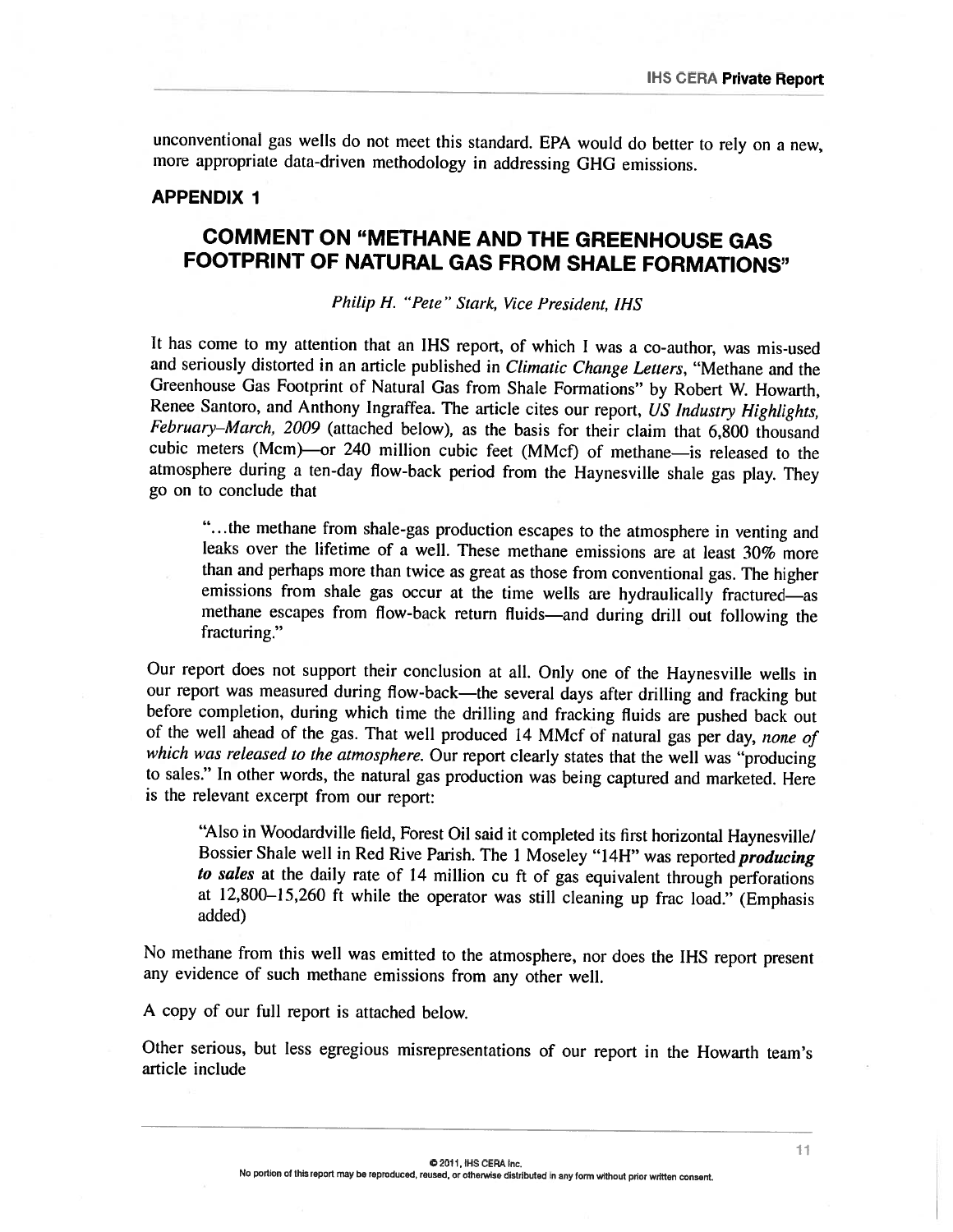unconventional gas wells do not meet this standard. EPA would do better to rely on a new, more appropriate data-driven methodology in addressing GHG emissions.

## APPENDIX 1

# COMMENT ON "METHANE AND THE GREENHOUSE GAS FOOTPRINT OF NATURAL GAS FROM SHALE FORMATIONS"

*Philip H. "Pete" Stark, Vice President, IHS*

It has come to my attention that an IHS report, of which I was a co-author, was mis-used and seriously distorted in an article published in *Climatic Change Letters*, "Methane and the Greenhouse Gas Footprint of Natural Gas from Shale Formations" by Robert W. Howarth, Renee Santoro, and Anthony Ingraffea. The article cites our report, *US Industry Highlights, February–March, 2009* (attached below), as the basis for their claim that 6,800 thousand cubic meters (Mcm)—or 240 million cubic feet (MMcf) of methane—is released to the atmosphere during a ten-day flow-back period from the Haynesville shale gas play. They go on to conclude that

> "…the methane from shale-gas production escapes to the atmosphere in venting and leaks over the lifetime of a well. These methane emissions are at least 30% more than and perhaps more than twice as great as those from conventional gas. The higher emissions from shale gas occur at the time wells are hydraulically fractured—as methane escapes from flow-back return fluids—and during drill out following the fracturing."

Our report does not support their conclusion at all. Only one of the Haynesville wells in our report was measured during flow-back—the several days after drilling and fracking but before completion, during which time the drilling and fracking fluids are pushed back out of the well ahead of the gas. That well produced 14 MMcf of natural gas per day, *none of which was released to the atmosphere.* Our report clearly states that the well was "producing to sales." In other words, the natural gas production was being captured and marketed. Here is the relevant excerpt from our report:

> "Also in Woodardville field, Forest Oil said it completed its first horizontal Haynesville/Bossier Shale well in Red Rive Parish. The 1 Moseley "14H" was reported ***producing to sales*** at the daily rate of 14 million cu ft of gas equivalent through perforations at 12,800–15,260 ft while the operator was still cleaning up frac load." (Emphasis added)

No methane from this well was emitted to the atmosphere, nor does the IHS report present any evidence of such methane emissions from any other well.

A copy of our full report is attached below.

Other serious, but less egregious misrepresentations of our report in the Howarth team's article include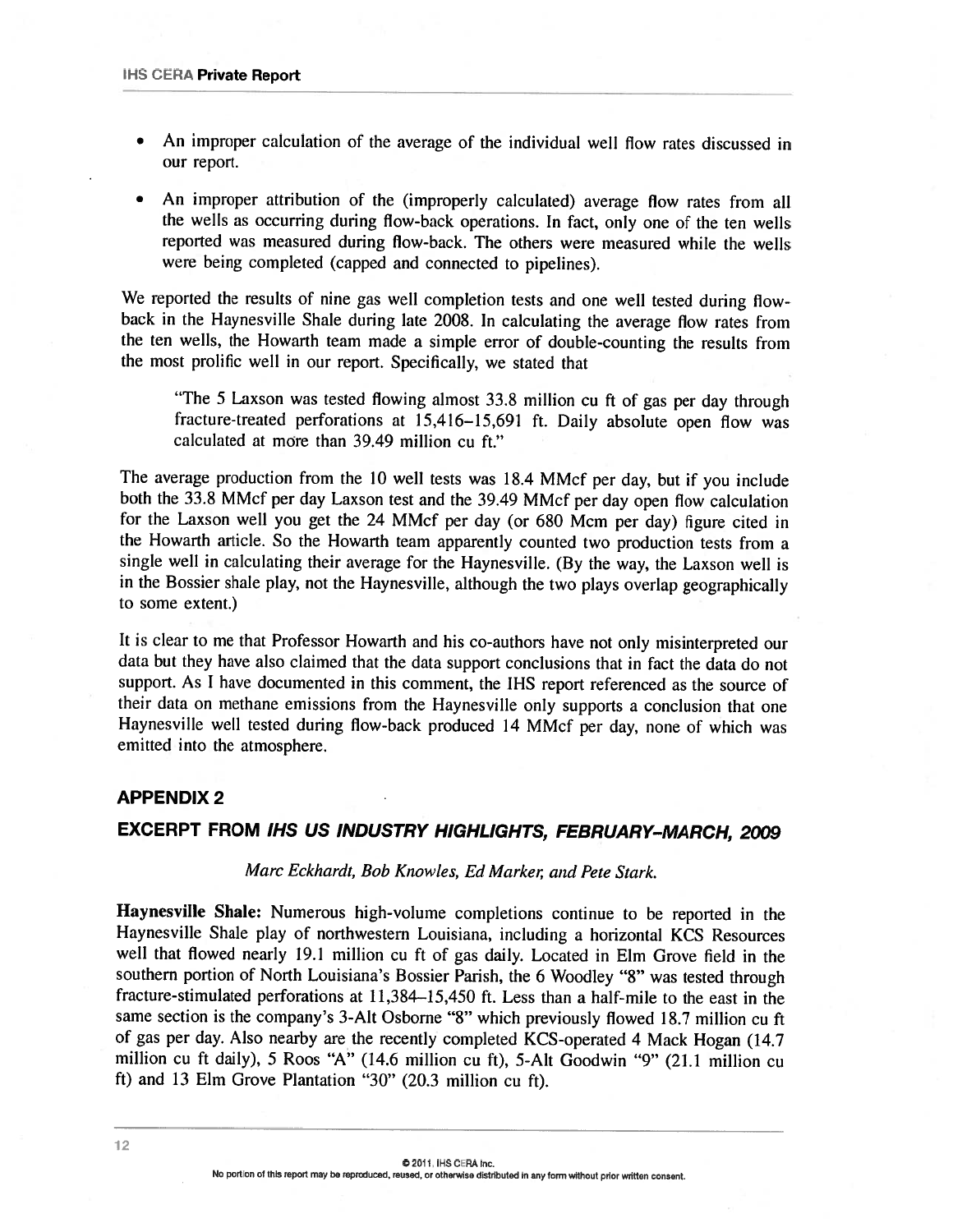- An improper calculation of the average of the individual well flow rates discussed in our report.
- An improper attribution of the (improperly calculated) average flow rates from all the wells as occurring during flow-back operations. In fact, only one of the ten wells reported was measured during flow-back. The others were measured while the wells were being completed (capped and connected to pipelines).

We reported the results of nine gas well completion tests and one well tested during flow-back in the Haynesville Shale during late 2008. In calculating the average flow rates from the ten wells, the Howarth team made a simple error of double-counting the results from the most prolific well in our report. Specifically, we stated that

> "The 5 Laxson was tested flowing almost 33.8 million cu ft of gas per day through fracture-treated perforations at 15,416–15,691 ft. Daily absolute open flow was calculated at more than 39.49 million cu ft."

The average production from the 10 well tests was 18.4 MMcf per day, but if you include both the 33.8 MMcf per day Laxson test and the 39.49 MMcf per day open flow calculation for the Laxson well you get the 24 MMcf per day (or 680 Mcm per day) figure cited in the Howarth article. So the Howarth team apparently counted two production tests from a single well in calculating their average for the Haynesville. (By the way, the Laxson well is in the Bossier shale play, not the Haynesville, although the two plays overlap geographically to some extent.)

It is clear to me that Professor Howarth and his co-authors have not only misinterpreted our data but they have also claimed that the data support conclusions that in fact the data do not support. As I have documented in this comment, the IHS report referenced as the source of their data on methane emissions from the Haynesville only supports a conclusion that one Haynesville well tested during flow-back produced 14 MMcf per day, none of which was emitted into the atmosphere.

## APPENDIX 2

## EXCERPT FROM *IHS US INDUSTRY HIGHLIGHTS, FEBRUARY–MARCH, 2009*

*Marc Eckhardt, Bob Knowles, Ed Marker, and Pete Stark.*

**Haynesville Shale:** Numerous high-volume completions continue to be reported in the Haynesville Shale play of northwestern Louisiana, including a horizontal KCS Resources well that flowed nearly 19.1 million cu ft of gas daily. Located in Elm Grove field in the southern portion of North Louisiana's Bossier Parish, the 6 Woodley "8" was tested through fracture-stimulated perforations at 11,384–15,450 ft. Less than a half-mile to the east in the same section is the company's 3-Alt Osborne "8" which previously flowed 18.7 million cu ft of gas per day. Also nearby are the recently completed KCS-operated 4 Mack Hogan (14.7 million cu ft daily), 5 Roos "A" (14.6 million cu ft), 5-Alt Goodwin "9" (21.1 million cu ft) and 13 Elm Grove Plantation "30" (20.3 million cu ft).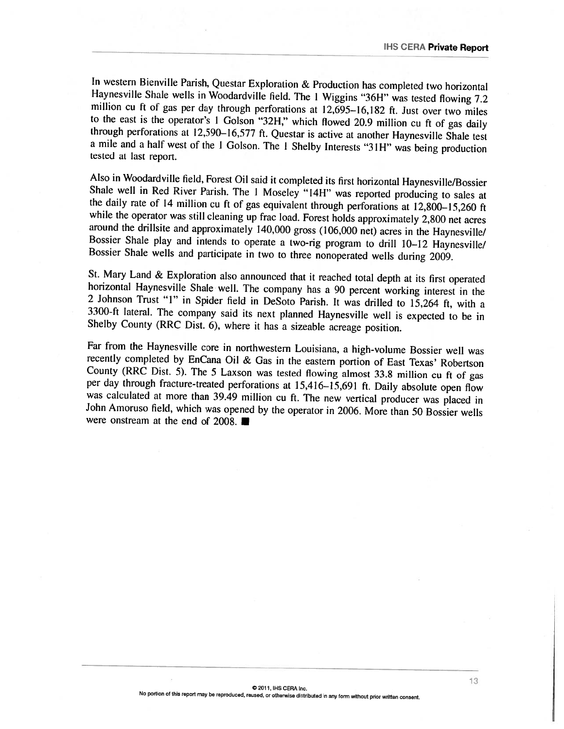In western Bienville Parish, Questar Exploration & Production has completed two horizontal Haynesville Shale wells in Woodardville field. The 1 Wiggins "36H" was tested flowing 7.2 million cu ft of gas per day through perforations at 12,695–16,182 ft. Just over two miles to the east is the operator's 1 Golson "32H," which flowed 20.9 million cu ft of gas daily through perforations at 12,590–16,577 ft. Questar is active at another Haynesville Shale test a mile and a half west of the 1 Golson. The 1 Shelby Interests "31H" was being production tested at last report.

Also in Woodardville field, Forest Oil said it completed its first horizontal Haynesville/Bossier Shale well in Red River Parish. The 1 Moseley "14H" was reported producing to sales at the daily rate of 14 million cu ft of gas equivalent through perforations at 12,800–15,260 ft while the operator was still cleaning up frac load. Forest holds approximately 2,800 net acres around the drillsite and approximately 140,000 gross (106,000 net) acres in the Haynesville/Bossier Shale play and intends to operate a two-rig program to drill 10–12 Haynesville/Bossier Shale wells and participate in two to three nonoperated wells during 2009.

St. Mary Land & Exploration also announced that it reached total depth at its first operated horizontal Haynesville Shale well. The company has a 90 percent working interest in the 2 Johnson Trust "1" in Spider field in DeSoto Parish. It was drilled to 15,264 ft, with a 3300-ft lateral. The company said its next planned Haynesville well is expected to be in Shelby County (RRC Dist. 6), where it has a sizeable acreage position.

Far from the Haynesville core in northwestern Louisiana, a high-volume Bossier well was recently completed by EnCana Oil & Gas in the eastern portion of East Texas' Robertson County (RRC Dist. 5). The 5 Laxson was tested flowing almost 33.8 million cu ft of gas per day through fracture-treated perforations at 15,416–15,691 ft. Daily absolute open flow was calculated at more than 39.49 million cu ft. The new vertical producer was placed in John Amoruso field, which was opened by the operator in 2006. More than 50 Bossier wells were onstream at the end of 2008. ■